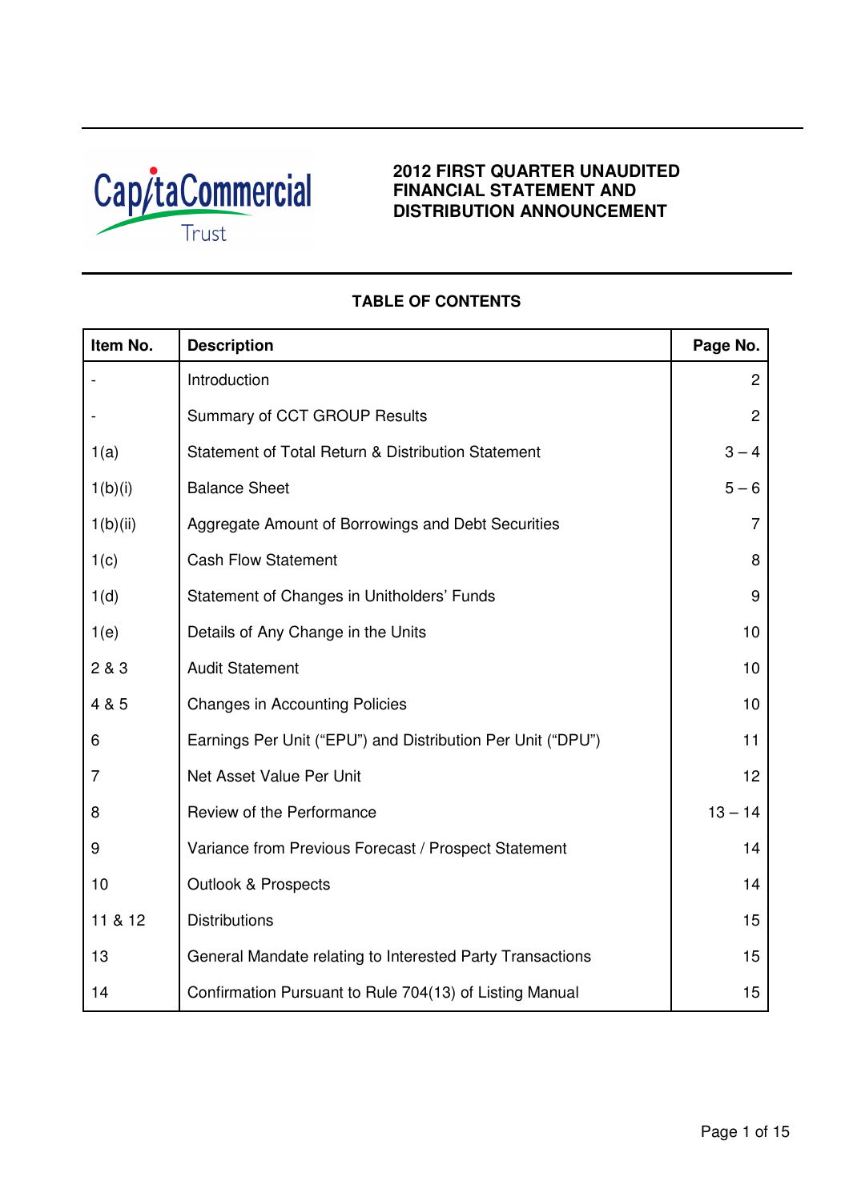CapitaCommercial Trust

# 2012 FIRST QUARTER UNAUDITED FINANCIAL STATEMENT AND DISTRIBUTION ANNOUNCEMENT

## TABLE OF CONTENTS

| Item No. | Description | Page No. |
|---|---|---|
| - | Introduction | 2 |
| - | Summary of CCT GROUP Results | 2 |
| 1(a) | Statement of Total Return & Distribution Statement | 3 – 4 |
| 1(b)(i) | Balance Sheet | 5 – 6 |
| 1(b)(ii) | Aggregate Amount of Borrowings and Debt Securities | 7 |
| 1(c) | Cash Flow Statement | 8 |
| 1(d) | Statement of Changes in Unitholders' Funds | 9 |
| 1(e) | Details of Any Change in the Units | 10 |
| 2 & 3 | Audit Statement | 10 |
| 4 & 5 | Changes in Accounting Policies | 10 |
| 6 | Earnings Per Unit ("EPU") and Distribution Per Unit ("DPU") | 11 |
| 7 | Net Asset Value Per Unit | 12 |
| 8 | Review of the Performance | 13 – 14 |
| 9 | Variance from Previous Forecast / Prospect Statement | 14 |
| 10 | Outlook & Prospects | 14 |
| 11 & 12 | Distributions | 15 |
| 13 | General Mandate relating to Interested Party Transactions | 15 |
| 14 | Confirmation Pursuant to Rule 704(13) of Listing Manual | 15 |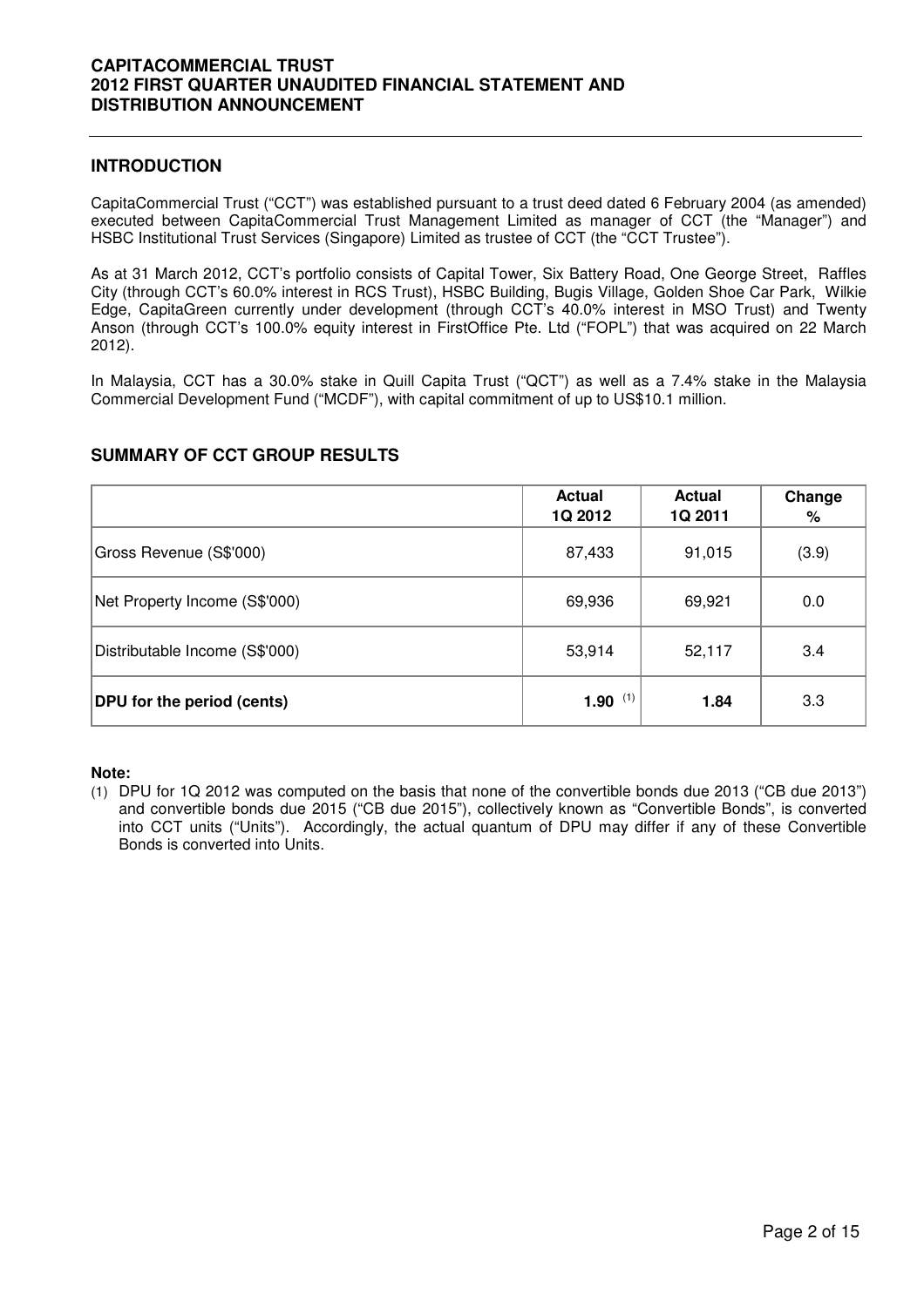## INTRODUCTION

CapitaCommercial Trust ("CCT") was established pursuant to a trust deed dated 6 February 2004 (as amended) executed between CapitaCommercial Trust Management Limited as manager of CCT (the "Manager") and HSBC Institutional Trust Services (Singapore) Limited as trustee of CCT (the "CCT Trustee").

As at 31 March 2012, CCT's portfolio consists of Capital Tower, Six Battery Road, One George Street, Raffles City (through CCT's 60.0% interest in RCS Trust), HSBC Building, Bugis Village, Golden Shoe Car Park, Wilkie Edge, CapitaGreen currently under development (through CCT's 40.0% interest in MSO Trust) and Twenty Anson (through CCT's 100.0% equity interest in FirstOffice Pte. Ltd ("FOPL") that was acquired on 22 March 2012).

In Malaysia, CCT has a 30.0% stake in Quill Capita Trust ("QCT") as well as a 7.4% stake in the Malaysia Commercial Development Fund ("MCDF"), with capital commitment of up to US$10.1 million.

## SUMMARY OF CCT GROUP RESULTS

| | Actual 1Q 2012 | Actual 1Q 2011 | Change % |
|---|---|---|---|
| Gross Revenue (S$'000) | 87,433 | 91,015 | (3.9) |
| Net Property Income (S$'000) | 69,936 | 69,921 | 0.0 |
| Distributable Income (S$'000) | 53,914 | 52,117 | 3.4 |
| **DPU for the period (cents)** | **1.90** (1) | **1.84** | 3.3 |

**Note:**

(1) DPU for 1Q 2012 was computed on the basis that none of the convertible bonds due 2013 ("CB due 2013") and convertible bonds due 2015 ("CB due 2015"), collectively known as "Convertible Bonds", is converted into CCT units ("Units"). Accordingly, the actual quantum of DPU may differ if any of these Convertible Bonds is converted into Units.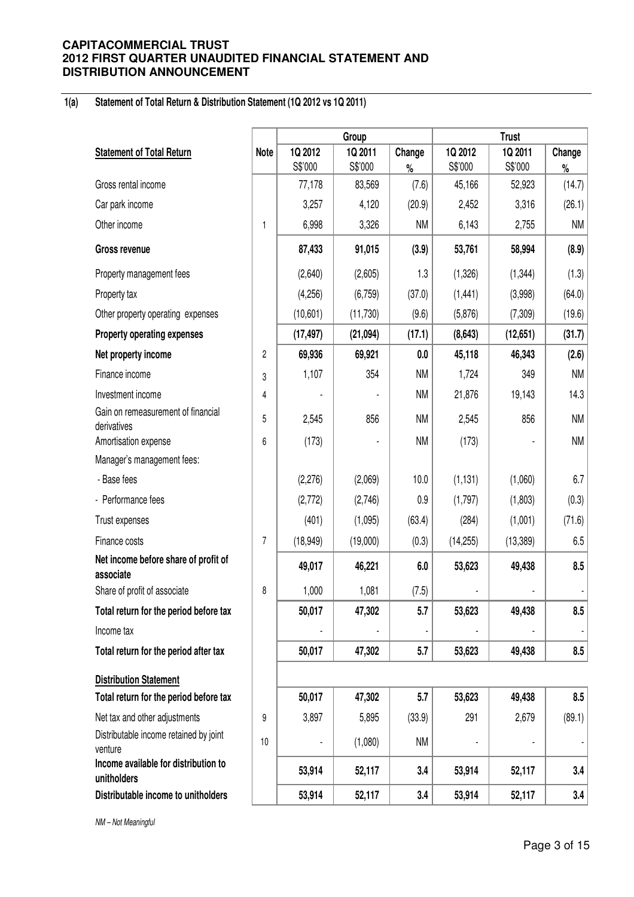**CAPITACOMMERCIAL TRUST**
**2012 FIRST QUARTER UNAUDITED FINANCIAL STATEMENT AND DISTRIBUTION ANNOUNCEMENT**

## 1(a) Statement of Total Return & Distribution Statement (1Q 2012 vs 1Q 2011)

| | | Group | | | Trust | | |
|---|---|---|---|---|---|---|---|
| **Statement of Total Return** | **Note** | **1Q 2012** S$'000 | **1Q 2011** S$'000 | **Change** % | **1Q 2012** S$'000 | **1Q 2011** S$'000 | **Change** % |
| Gross rental income | | 77,178 | 83,569 | (7.6) | 45,166 | 52,923 | (14.7) |
| Car park income | | 3,257 | 4,120 | (20.9) | 2,452 | 3,316 | (26.1) |
| Other income | 1 | 6,998 | 3,326 | NM | 6,143 | 2,755 | NM |
| **Gross revenue** | | **87,433** | **91,015** | **(3.9)** | **53,761** | **58,994** | **(8.9)** |
| Property management fees | | (2,640) | (2,605) | 1.3 | (1,326) | (1,344) | (1.3) |
| Property tax | | (4,256) | (6,759) | (37.0) | (1,441) | (3,998) | (64.0) |
| Other property operating expenses | | (10,601) | (11,730) | (9.6) | (5,876) | (7,309) | (19.6) |
| **Property operating expenses** | | **(17,497)** | **(21,094)** | **(17.1)** | **(8,643)** | **(12,651)** | **(31.7)** |
| **Net property income** | 2 | **69,936** | **69,921** | **0.0** | **45,118** | **46,343** | **(2.6)** |
| Finance income | 3 | 1,107 | 354 | NM | 1,724 | 349 | NM |
| Investment income | 4 | - | - | NM | 21,876 | 19,143 | 14.3 |
| Gain on remeasurement of financial derivatives | 5 | 2,545 | 856 | NM | 2,545 | 856 | NM |
| Amortisation expense | 6 | (173) | - | NM | (173) | - | NM |
| Manager's management fees: | | | | | | | |
| - Base fees | | (2,276) | (2,069) | 10.0 | (1,131) | (1,060) | 6.7 |
| - Performance fees | | (2,772) | (2,746) | 0.9 | (1,797) | (1,803) | (0.3) |
| Trust expenses | | (401) | (1,095) | (63.4) | (284) | (1,001) | (71.6) |
| Finance costs | 7 | (18,949) | (19,000) | (0.3) | (14,255) | (13,389) | 6.5 |
| **Net income before share of profit of associate** | | **49,017** | **46,221** | **6.0** | **53,623** | **49,438** | **8.5** |
| Share of profit of associate | 8 | 1,000 | 1,081 | (7.5) | - | - | - |
| **Total return for the period before tax** | | **50,017** | **47,302** | **5.7** | **53,623** | **49,438** | **8.5** |
| Income tax | | - | - | - | - | - | - |
| **Total return for the period after tax** | | **50,017** | **47,302** | **5.7** | **53,623** | **49,438** | **8.5** |
| **Distribution Statement** | | | | | | | |
| **Total return for the period before tax** | | **50,017** | **47,302** | **5.7** | **53,623** | **49,438** | **8.5** |
| Net tax and other adjustments | 9 | 3,897 | 5,895 | (33.9) | 291 | 2,679 | (89.1) |
| Distributable income retained by joint venture | 10 | - | (1,080) | NM | - | - | - |
| **Income available for distribution to unitholders** | | **53,914** | **52,117** | **3.4** | **53,914** | **52,117** | **3.4** |
| **Distributable income to unitholders** | | **53,914** | **52,117** | **3.4** | **53,914** | **52,117** | **3.4** |

*NM – Not Meaningful*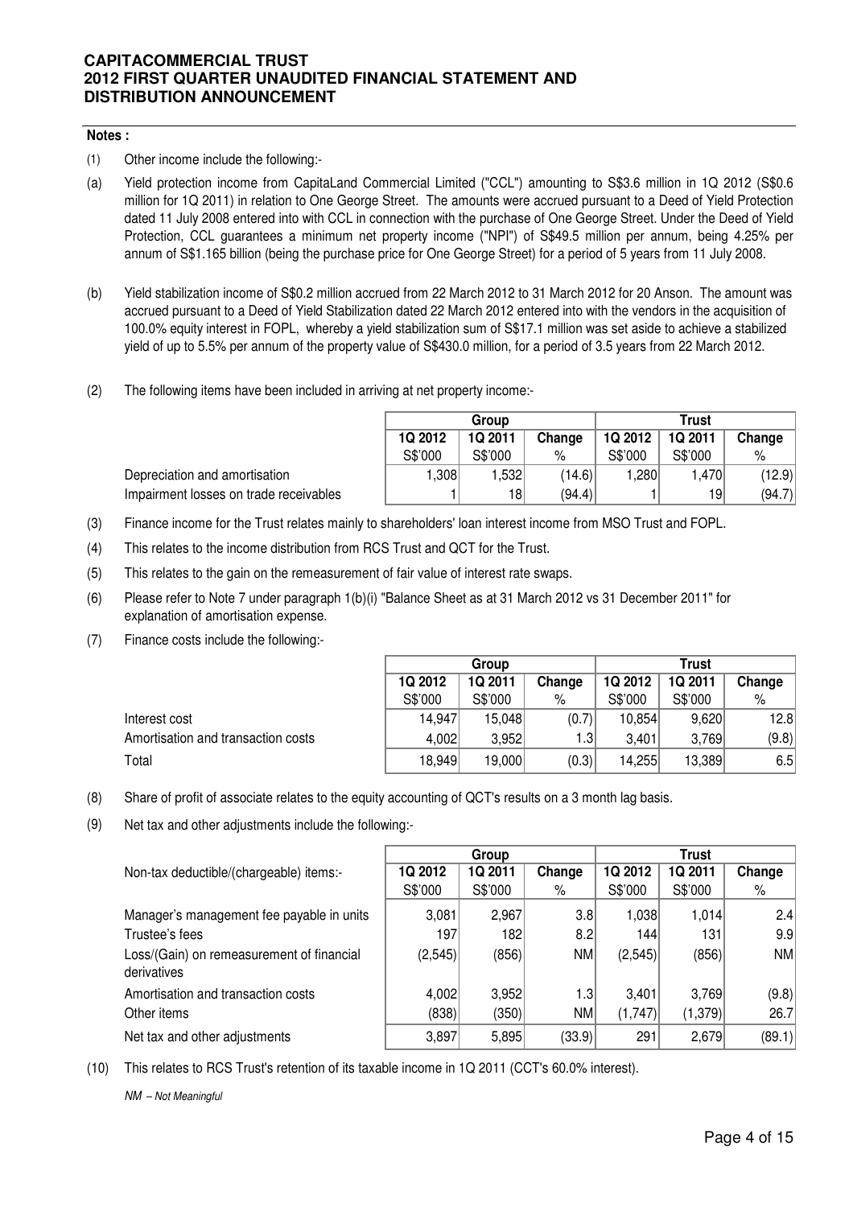**Notes :**

(1) Other income include the following:-

(a) Yield protection income from CapitaLand Commercial Limited ("CCL") amounting to S$3.6 million in 1Q 2012 (S$0.6 million for 1Q 2011) in relation to One George Street. The amounts were accrued pursuant to a Deed of Yield Protection dated 11 July 2008 entered into with CCL in connection with the purchase of One George Street. Under the Deed of Yield Protection, CCL guarantees a minimum net property income ("NPI") of S$49.5 million per annum, being 4.25% per annum of S$1.165 billion (being the purchase price for One George Street) for a period of 5 years from 11 July 2008.

(b) Yield stabilization income of S$0.2 million accrued from 22 March 2012 to 31 March 2012 for 20 Anson. The amount was accrued pursuant to a Deed of Yield Stabilization dated 22 March 2012 entered into with the vendors in the acquisition of 100.0% equity interest in FOPL, whereby a yield stabilization sum of S$17.1 million was set aside to achieve a stabilized yield of up to 5.5% per annum of the property value of S$430.0 million, for a period of 3.5 years from 22 March 2012.

(2) The following items have been included in arriving at net property income:-

| | Group | | | Trust | | |
|---|---|---|---|---|---|---|
| | 1Q 2012 | 1Q 2011 | Change | 1Q 2012 | 1Q 2011 | Change |
| | S$'000 | S$'000 | % | S$'000 | S$'000 | % |
| Depreciation and amortisation | 1,308 | 1,532 | (14.6) | 1,280 | 1,470 | (12.9) |
| Impairment losses on trade receivables | 1 | 18 | (94.4) | 1 | 19 | (94.7) |

(3) Finance income for the Trust relates mainly to shareholders' loan interest income from MSO Trust and FOPL.

(4) This relates to the income distribution from RCS Trust and QCT for the Trust.

(5) This relates to the gain on the remeasurement of fair value of interest rate swaps.

(6) Please refer to Note 7 under paragraph 1(b)(i) "Balance Sheet as at 31 March 2012 vs 31 December 2011" for explanation of amortisation expense.

(7) Finance costs include the following:-

| | Group | | | Trust | | |
|---|---|---|---|---|---|---|
| | 1Q 2012 | 1Q 2011 | Change | 1Q 2012 | 1Q 2011 | Change |
| | S$'000 | S$'000 | % | S$'000 | S$'000 | % |
| Interest cost | 14,947 | 15,048 | (0.7) | 10,854 | 9,620 | 12.8 |
| Amortisation and transaction costs | 4,002 | 3,952 | 1.3 | 3,401 | 3,769 | (9.8) |
| Total | 18,949 | 19,000 | (0.3) | 14,255 | 13,389 | 6.5 |

(8) Share of profit of associate relates to the equity accounting of QCT's results on a 3 month lag basis.

(9) Net tax and other adjustments include the following:-

| | Group | | | Trust | | |
|---|---|---|---|---|---|---|
| Non-tax deductible/(chargeable) items:- | 1Q 2012 | 1Q 2011 | Change | 1Q 2012 | 1Q 2011 | Change |
| | S$'000 | S$'000 | % | S$'000 | S$'000 | % |
| Manager's management fee payable in units | 3,081 | 2,967 | 3.8 | 1,038 | 1,014 | 2.4 |
| Trustee's fees | 197 | 182 | 8.2 | 144 | 131 | 9.9 |
| Loss/(Gain) on remeasurement of financial derivatives | (2,545) | (856) | NM | (2,545) | (856) | NM |
| Amortisation and transaction costs | 4,002 | 3,952 | 1.3 | 3,401 | 3,769 | (9.8) |
| Other items | (838) | (350) | NM | (1,747) | (1,379) | 26.7 |
| Net tax and other adjustments | 3,897 | 5,895 | (33.9) | 291 | 2,679 | (89.1) |

(10) This relates to RCS Trust's retention of its taxable income in 1Q 2011 (CCT's 60.0% interest).

*NM – Not Meaningful*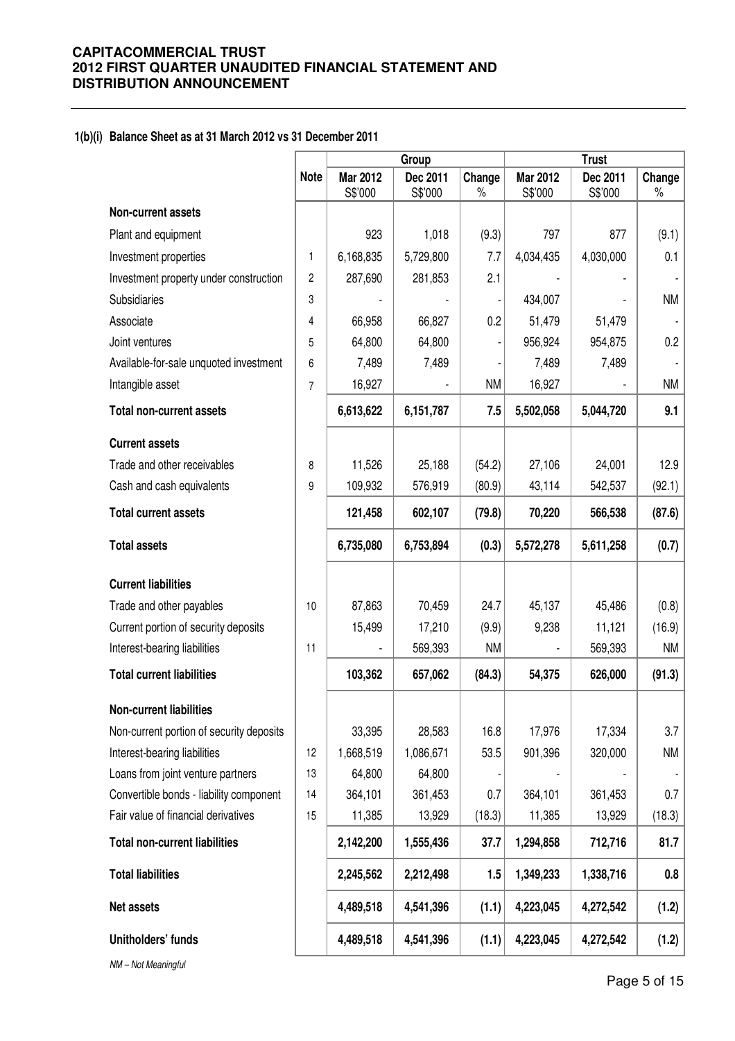### 1(b)(i) Balance Sheet as at 31 March 2012 vs 31 December 2011

| | Note | Group | | | Trust | | |
|---|---|---|---|---|---|---|---|
| | | Mar 2012 S$'000 | Dec 2011 S$'000 | Change % | Mar 2012 S$'000 | Dec 2011 S$'000 | Change % |
| **Non-current assets** | | | | | | | |
| Plant and equipment | | 923 | 1,018 | (9.3) | 797 | 877 | (9.1) |
| Investment properties | 1 | 6,168,835 | 5,729,800 | 7.7 | 4,034,435 | 4,030,000 | 0.1 |
| Investment property under construction | 2 | 287,690 | 281,853 | 2.1 | - | - | - |
| Subsidiaries | 3 | - | - | - | 434,007 | - | NM |
| Associate | 4 | 66,958 | 66,827 | 0.2 | 51,479 | 51,479 | - |
| Joint ventures | 5 | 64,800 | 64,800 | - | 956,924 | 954,875 | 0.2 |
| Available-for-sale unquoted investment | 6 | 7,489 | 7,489 | - | 7,489 | 7,489 | - |
| Intangible asset | 7 | 16,927 | - | NM | 16,927 | - | NM |
| **Total non-current assets** | | **6,613,622** | **6,151,787** | **7.5** | **5,502,058** | **5,044,720** | **9.1** |
| **Current assets** | | | | | | | |
| Trade and other receivables | 8 | 11,526 | 25,188 | (54.2) | 27,106 | 24,001 | 12.9 |
| Cash and cash equivalents | 9 | 109,932 | 576,919 | (80.9) | 43,114 | 542,537 | (92.1) |
| **Total current assets** | | **121,458** | **602,107** | **(79.8)** | **70,220** | **566,538** | **(87.6)** |
| **Total assets** | | **6,735,080** | **6,753,894** | **(0.3)** | **5,572,278** | **5,611,258** | **(0.7)** |
| **Current liabilities** | | | | | | | |
| Trade and other payables | 10 | 87,863 | 70,459 | 24.7 | 45,137 | 45,486 | (0.8) |
| Current portion of security deposits | | 15,499 | 17,210 | (9.9) | 9,238 | 11,121 | (16.9) |
| Interest-bearing liabilities | 11 | - | 569,393 | NM | - | 569,393 | NM |
| **Total current liabilities** | | **103,362** | **657,062** | **(84.3)** | **54,375** | **626,000** | **(91.3)** |
| **Non-current liabilities** | | | | | | | |
| Non-current portion of security deposits | | 33,395 | 28,583 | 16.8 | 17,976 | 17,334 | 3.7 |
| Interest-bearing liabilities | 12 | 1,668,519 | 1,086,671 | 53.5 | 901,396 | 320,000 | NM |
| Loans from joint venture partners | 13 | 64,800 | 64,800 | - | - | - | - |
| Convertible bonds - liability component | 14 | 364,101 | 361,453 | 0.7 | 364,101 | 361,453 | 0.7 |
| Fair value of financial derivatives | 15 | 11,385 | 13,929 | (18.3) | 11,385 | 13,929 | (18.3) |
| **Total non-current liabilities** | | **2,142,200** | **1,555,436** | **37.7** | **1,294,858** | **712,716** | **81.7** |
| **Total liabilities** | | **2,245,562** | **2,212,498** | **1.5** | **1,349,233** | **1,338,716** | **0.8** |
| **Net assets** | | **4,489,518** | **4,541,396** | **(1.1)** | **4,223,045** | **4,272,542** | **(1.2)** |
| **Unitholders' funds** | | **4,489,518** | **4,541,396** | **(1.1)** | **4,223,045** | **4,272,542** | **(1.2)** |

*NM – Not Meaningful*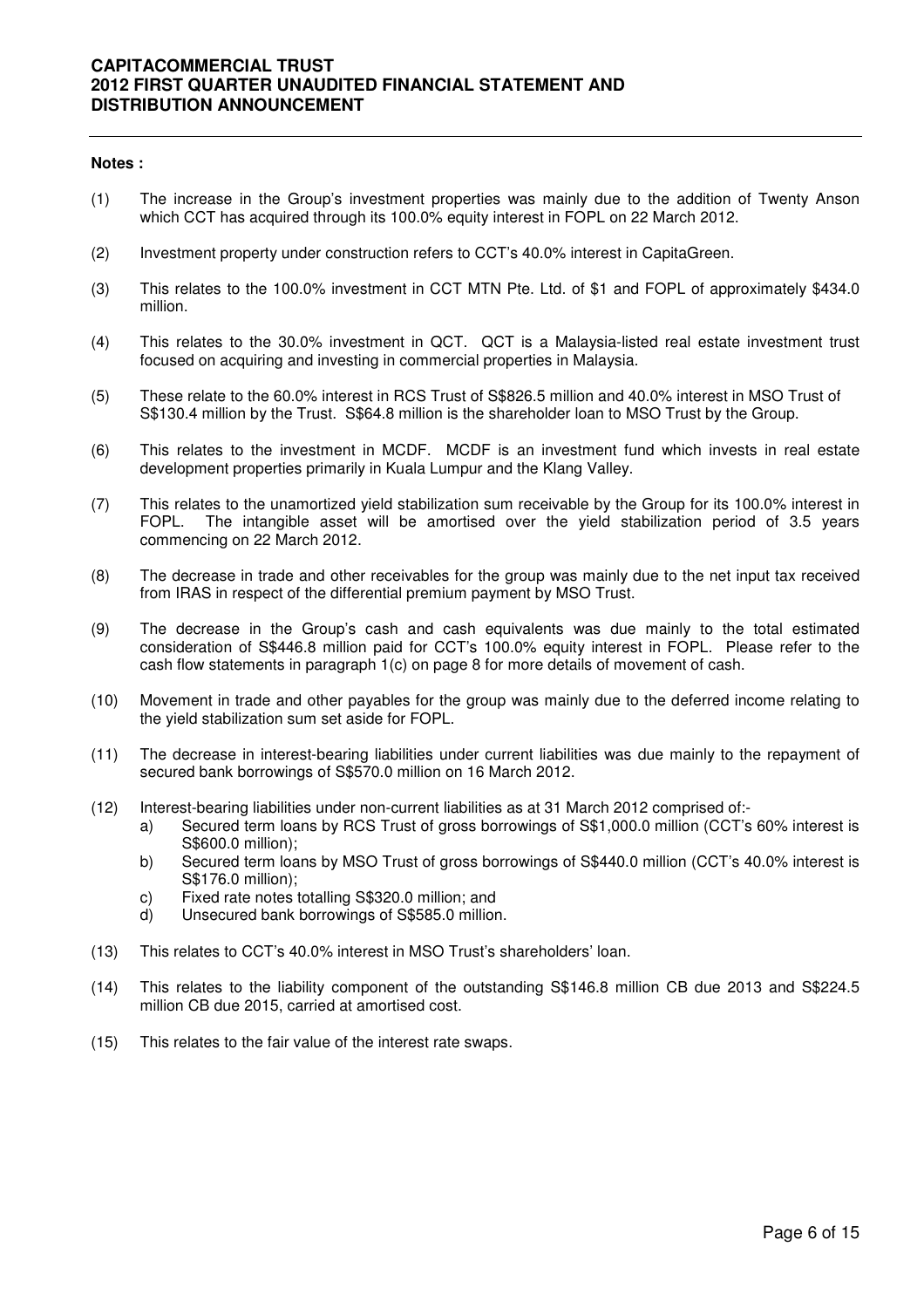**Notes :**

(1) The increase in the Group's investment properties was mainly due to the addition of Twenty Anson which CCT has acquired through its 100.0% equity interest in FOPL on 22 March 2012.

(2) Investment property under construction refers to CCT's 40.0% interest in CapitaGreen.

(3) This relates to the 100.0% investment in CCT MTN Pte. Ltd. of $1 and FOPL of approximately $434.0 million.

(4) This relates to the 30.0% investment in QCT. QCT is a Malaysia-listed real estate investment trust focused on acquiring and investing in commercial properties in Malaysia.

(5) These relate to the 60.0% interest in RCS Trust of S$826.5 million and 40.0% interest in MSO Trust of S$130.4 million by the Trust. S$64.8 million is the shareholder loan to MSO Trust by the Group.

(6) This relates to the investment in MCDF. MCDF is an investment fund which invests in real estate development properties primarily in Kuala Lumpur and the Klang Valley.

(7) This relates to the unamortized yield stabilization sum receivable by the Group for its 100.0% interest in FOPL. The intangible asset will be amortised over the yield stabilization period of 3.5 years commencing on 22 March 2012.

(8) The decrease in trade and other receivables for the group was mainly due to the net input tax received from IRAS in respect of the differential premium payment by MSO Trust.

(9) The decrease in the Group's cash and cash equivalents was due mainly to the total estimated consideration of S$446.8 million paid for CCT's 100.0% equity interest in FOPL. Please refer to the cash flow statements in paragraph 1(c) on page 8 for more details of movement of cash.

(10) Movement in trade and other payables for the group was mainly due to the deferred income relating to the yield stabilization sum set aside for FOPL.

(11) The decrease in interest-bearing liabilities under current liabilities was due mainly to the repayment of secured bank borrowings of S$570.0 million on 16 March 2012.

(12) Interest-bearing liabilities under non-current liabilities as at 31 March 2012 comprised of:-
   a) Secured term loans by RCS Trust of gross borrowings of S$1,000.0 million (CCT's 60% interest is S$600.0 million);
   b) Secured term loans by MSO Trust of gross borrowings of S$440.0 million (CCT's 40.0% interest is S$176.0 million);
   c) Fixed rate notes totalling S$320.0 million; and
   d) Unsecured bank borrowings of S$585.0 million.

(13) This relates to CCT's 40.0% interest in MSO Trust's shareholders' loan.

(14) This relates to the liability component of the outstanding S$146.8 million CB due 2013 and S$224.5 million CB due 2015, carried at amortised cost.

(15) This relates to the fair value of the interest rate swaps.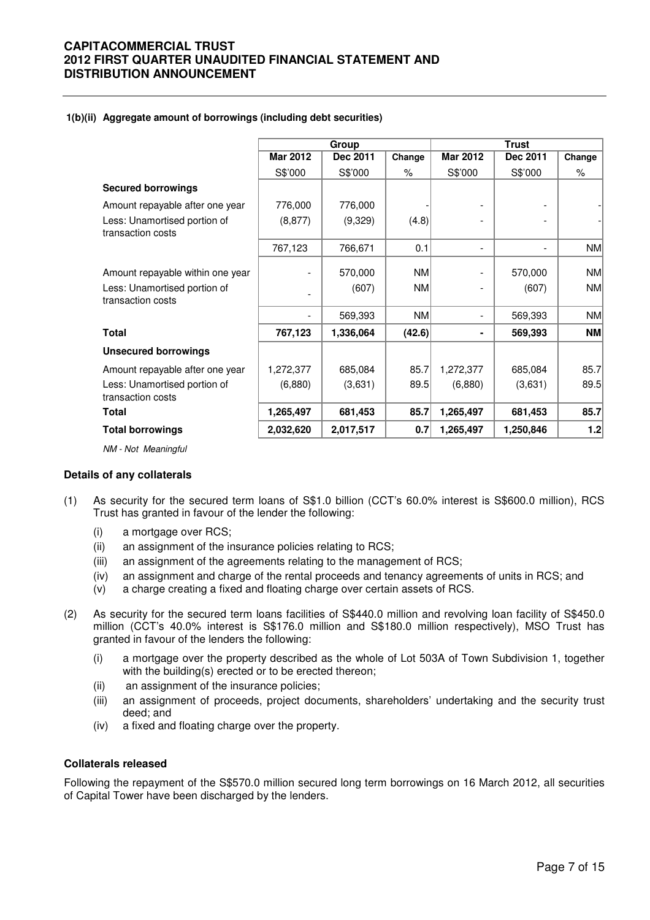### 1(b)(ii) Aggregate amount of borrowings (including debt securities)

| | Group | | | Trust | | |
|---|---|---|---|---|---|---|
| | Mar 2012 | Dec 2011 | Change | Mar 2012 | Dec 2011 | Change |
| | S$'000 | S$'000 | % | S$'000 | S$'000 | % |
| **Secured borrowings** | | | | | | |
| Amount repayable after one year | 776,000 | 776,000 | - | - | - | - |
| Less: Unamortised portion of transaction costs | (8,877) | (9,329) | (4.8) | - | - | - |
| | 767,123 | 766,671 | 0.1 | - | - | NM |
| Amount repayable within one year | - | 570,000 | NM | - | 570,000 | NM |
| Less: Unamortised portion of transaction costs | - | (607) | NM | - | (607) | NM |
| | - | 569,393 | NM | - | 569,393 | NM |
| **Total** | **767,123** | **1,336,064** | **(42.6)** | **-** | **569,393** | **NM** |
| **Unsecured borrowings** | | | | | | |
| Amount repayable after one year | 1,272,377 | 685,084 | 85.7 | 1,272,377 | 685,084 | 85.7 |
| Less: Unamortised portion of transaction costs | (6,880) | (3,631) | 89.5 | (6,880) | (3,631) | 89.5 |
| **Total** | **1,265,497** | **681,453** | **85.7** | **1,265,497** | **681,453** | **85.7** |
| **Total borrowings** | **2,032,620** | **2,017,517** | **0.7** | **1,265,497** | **1,250,846** | **1.2** |

*NM - Not Meaningful*

**Details of any collaterals**

(1) As security for the secured term loans of S$1.0 billion (CCT's 60.0% interest is S$600.0 million), RCS Trust has granted in favour of the lender the following:

- (i) a mortgage over RCS;
- (ii) an assignment of the insurance policies relating to RCS;
- (iii) an assignment of the agreements relating to the management of RCS;
- (iv) an assignment and charge of the rental proceeds and tenancy agreements of units in RCS; and
- (v) a charge creating a fixed and floating charge over certain assets of RCS.

(2) As security for the secured term loans facilities of S$440.0 million and revolving loan facility of S$450.0 million (CCT's 40.0% interest is S$176.0 million and S$180.0 million respectively), MSO Trust has granted in favour of the lenders the following:

- (i) a mortgage over the property described as the whole of Lot 503A of Town Subdivision 1, together with the building(s) erected or to be erected thereon;
- (ii) an assignment of the insurance policies;
- (iii) an assignment of proceeds, project documents, shareholders' undertaking and the security trust deed; and
- (iv) a fixed and floating charge over the property.

**Collaterals released**

Following the repayment of the S$570.0 million secured long term borrowings on 16 March 2012, all securities of Capital Tower have been discharged by the lenders.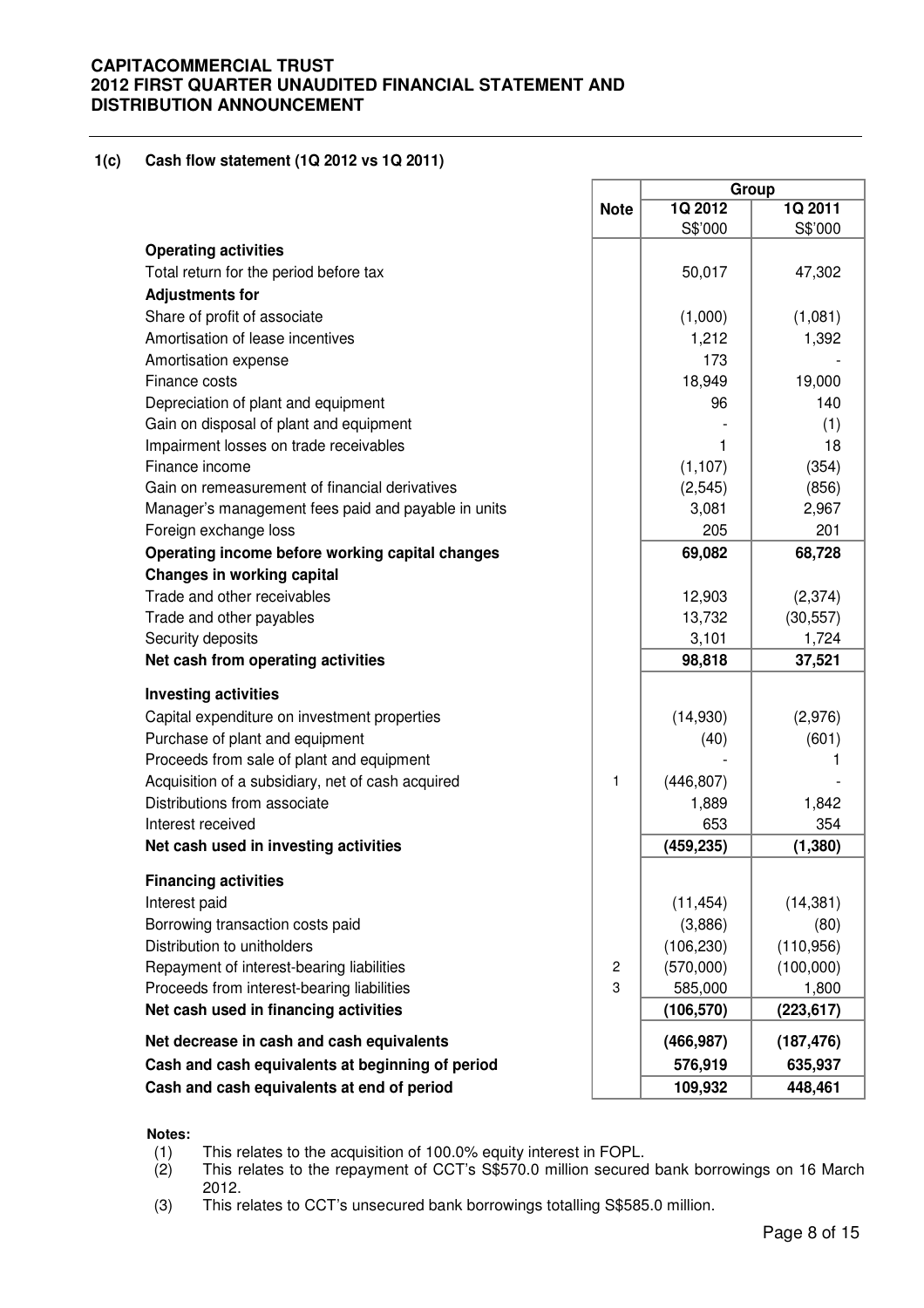## 1(c) Cash flow statement (1Q 2012 vs 1Q 2011)

| | Note | Group | |
|---|---|---|---|
| | | 1Q 2012 | 1Q 2011 |
| | | S$'000 | S$'000 |
| **Operating activities** | | | |
| Total return for the period before tax | | 50,017 | 47,302 |
| **Adjustments for** | | | |
| Share of profit of associate | | (1,000) | (1,081) |
| Amortisation of lease incentives | | 1,212 | 1,392 |
| Amortisation expense | | 173 | - |
| Finance costs | | 18,949 | 19,000 |
| Depreciation of plant and equipment | | 96 | 140 |
| Gain on disposal of plant and equipment | | - | (1) |
| Impairment losses on trade receivables | | 1 | 18 |
| Finance income | | (1,107) | (354) |
| Gain on remeasurement of financial derivatives | | (2,545) | (856) |
| Manager's management fees paid and payable in units | | 3,081 | 2,967 |
| Foreign exchange loss | | 205 | 201 |
| **Operating income before working capital changes** | | **69,082** | **68,728** |
| **Changes in working capital** | | | |
| Trade and other receivables | | 12,903 | (2,374) |
| Trade and other payables | | 13,732 | (30,557) |
| Security deposits | | 3,101 | 1,724 |
| **Net cash from operating activities** | | **98,818** | **37,521** |
| **Investing activities** | | | |
| Capital expenditure on investment properties | | (14,930) | (2,976) |
| Purchase of plant and equipment | | (40) | (601) |
| Proceeds from sale of plant and equipment | | - | 1 |
| Acquisition of a subsidiary, net of cash acquired | 1 | (446,807) | - |
| Distributions from associate | | 1,889 | 1,842 |
| Interest received | | 653 | 354 |
| **Net cash used in investing activities** | | **(459,235)** | **(1,380)** |
| **Financing activities** | | | |
| Interest paid | | (11,454) | (14,381) |
| Borrowing transaction costs paid | | (3,886) | (80) |
| Distribution to unitholders | | (106,230) | (110,956) |
| Repayment of interest-bearing liabilities | 2 | (570,000) | (100,000) |
| Proceeds from interest-bearing liabilities | 3 | 585,000 | 1,800 |
| **Net cash used in financing activities** | | **(106,570)** | **(223,617)** |
| **Net decrease in cash and cash equivalents** | | **(466,987)** | **(187,476)** |
| **Cash and cash equivalents at beginning of period** | | **576,919** | **635,937** |
| **Cash and cash equivalents at end of period** | | **109,932** | **448,461** |

**Notes:**

(1) This relates to the acquisition of 100.0% equity interest in FOPL.

(2) This relates to the repayment of CCT's S$570.0 million secured bank borrowings on 16 March 2012.

(3) This relates to CCT's unsecured bank borrowings totalling S$585.0 million.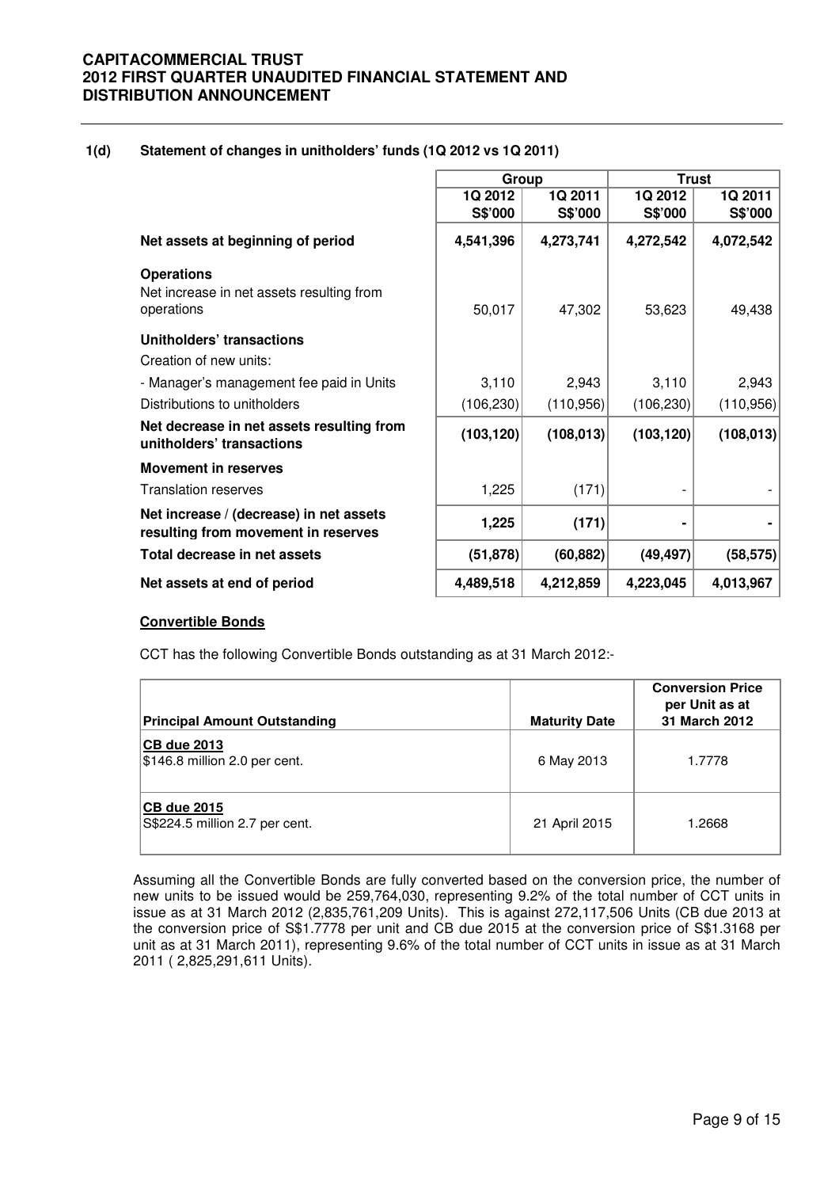### 1(d) Statement of changes in unitholders' funds (1Q 2012 vs 1Q 2011)

| | Group | | Trust | |
|---|---|---|---|---|
| | 1Q 2012 S$'000 | 1Q 2011 S$'000 | 1Q 2012 S$'000 | 1Q 2011 S$'000 |
| **Net assets at beginning of period** | **4,541,396** | **4,273,741** | **4,272,542** | **4,072,542** |
| **Operations** | | | | |
| Net increase in net assets resulting from operations | 50,017 | 47,302 | 53,623 | 49,438 |
| **Unitholders' transactions** | | | | |
| Creation of new units: | | | | |
| - Manager's management fee paid in Units | 3,110 | 2,943 | 3,110 | 2,943 |
| Distributions to unitholders | (106,230) | (110,956) | (106,230) | (110,956) |
| **Net decrease in net assets resulting from unitholders' transactions** | **(103,120)** | **(108,013)** | **(103,120)** | **(108,013)** |
| **Movement in reserves** | | | | |
| Translation reserves | 1,225 | (171) | - | - |
| **Net increase / (decrease) in net assets resulting from movement in reserves** | **1,225** | **(171)** | **-** | **-** |
| **Total decrease in net assets** | **(51,878)** | **(60,882)** | **(49,497)** | **(58,575)** |
| **Net assets at end of period** | **4,489,518** | **4,212,859** | **4,223,045** | **4,013,967** |

**Convertible Bonds**

CCT has the following Convertible Bonds outstanding as at 31 March 2012:-

| Principal Amount Outstanding | Maturity Date | Conversion Price per Unit as at 31 March 2012 |
|---|---|---|
| **CB due 2013** \$146.8 million 2.0 per cent. | 6 May 2013 | 1.7778 |
| **CB due 2015** S$224.5 million 2.7 per cent. | 21 April 2015 | 1.2668 |

Assuming all the Convertible Bonds are fully converted based on the conversion price, the number of new units to be issued would be 259,764,030, representing 9.2% of the total number of CCT units in issue as at 31 March 2012 (2,835,761,209 Units). This is against 272,117,506 Units (CB due 2013 at the conversion price of S$1.7778 per unit and CB due 2015 at the conversion price of S$1.3168 per unit as at 31 March 2011), representing 9.6% of the total number of CCT units in issue as at 31 March 2011 ( 2,825,291,611 Units).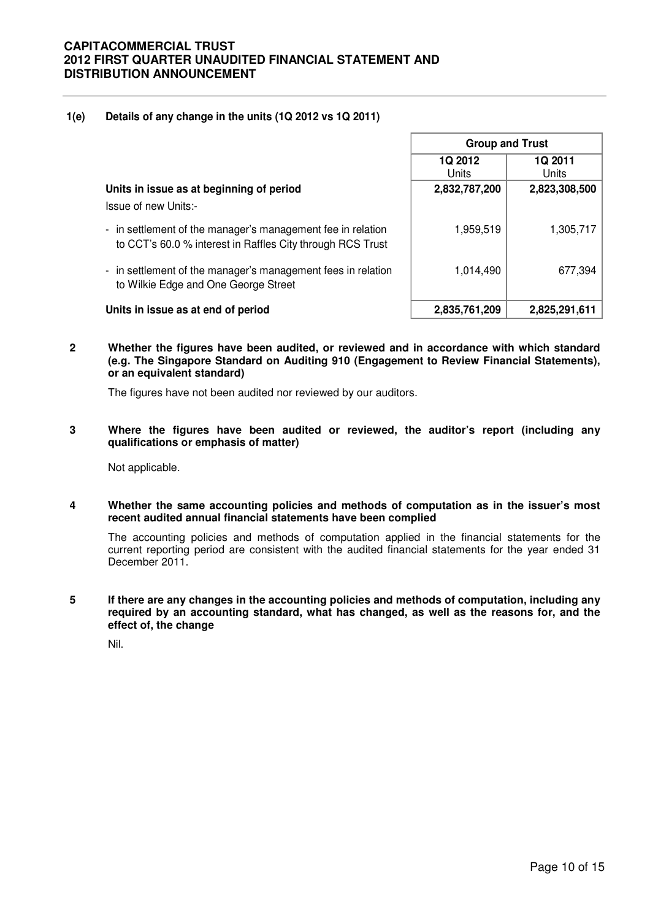### 1(e) Details of any change in the units (1Q 2012 vs 1Q 2011)

| | Group and Trust | |
|---|---|---|
| | 1Q 2012<br>Units | 1Q 2011<br>Units |
| **Units in issue as at beginning of period** | **2,832,787,200** | **2,823,308,500** |
| Issue of new Units:- | | |
| - in settlement of the manager's management fee in relation to CCT's 60.0 % interest in Raffles City through RCS Trust | 1,959,519 | 1,305,717 |
| - in settlement of the manager's management fees in relation to Wilkie Edge and One George Street | 1,014,490 | 677,394 |
| **Units in issue as at end of period** | **2,835,761,209** | **2,825,291,611** |

### 2 Whether the figures have been audited, or reviewed and in accordance with which standard (e.g. The Singapore Standard on Auditing 910 (Engagement to Review Financial Statements), or an equivalent standard)

The figures have not been audited nor reviewed by our auditors.

### 3 Where the figures have been audited or reviewed, the auditor's report (including any qualifications or emphasis of matter)

Not applicable.

### 4 Whether the same accounting policies and methods of computation as in the issuer's most recent audited annual financial statements have been complied

The accounting policies and methods of computation applied in the financial statements for the current reporting period are consistent with the audited financial statements for the year ended 31 December 2011.

### 5 If there are any changes in the accounting policies and methods of computation, including any required by an accounting standard, what has changed, as well as the reasons for, and the effect of, the change

Nil.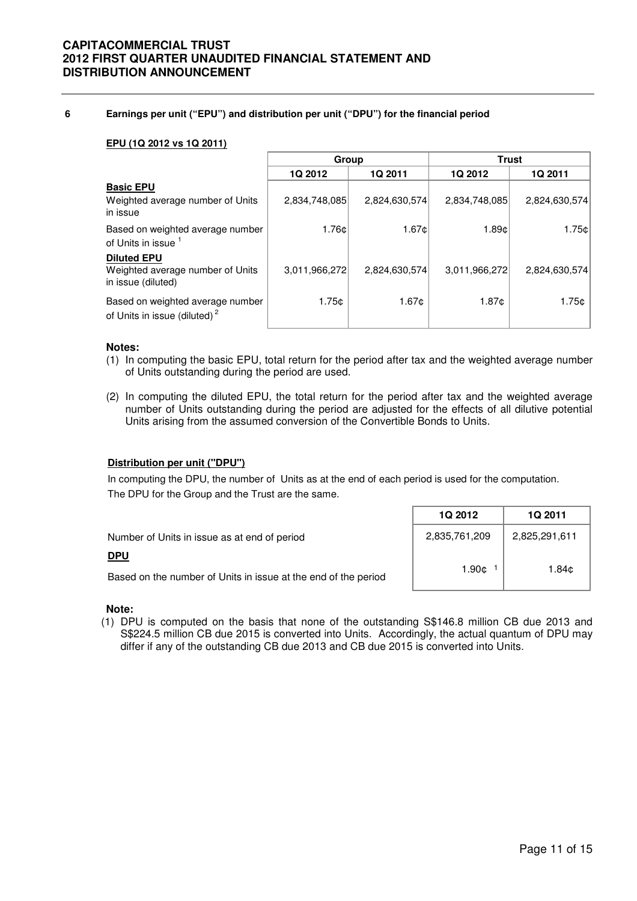## 6 Earnings per unit ("EPU") and distribution per unit ("DPU") for the financial period

**EPU (1Q 2012 vs 1Q 2011)**

| | Group | | Trust | |
|---|---|---|---|---|
| | 1Q 2012 | 1Q 2011 | 1Q 2012 | 1Q 2011 |
| **Basic EPU** | | | | |
| Weighted average number of Units in issue | 2,834,748,085 | 2,824,630,574 | 2,834,748,085 | 2,824,630,574 |
| Based on weighted average number of Units in issue [1] | 1.76¢ | 1.67¢ | 1.89¢ | 1.75¢ |
| **Diluted EPU** | | | | |
| Weighted average number of Units in issue (diluted) | 3,011,966,272 | 2,824,630,574 | 3,011,966,272 | 2,824,630,574 |
| Based on weighted average number of Units in issue (diluted) [2] | 1.75¢ | 1.67¢ | 1.87¢ | 1.75¢ |

**Notes:**

(1) In computing the basic EPU, total return for the period after tax and the weighted average number of Units outstanding during the period are used.

(2) In computing the diluted EPU, the total return for the period after tax and the weighted average number of Units outstanding during the period are adjusted for the effects of all dilutive potential Units arising from the assumed conversion of the Convertible Bonds to Units.

**Distribution per unit ("DPU")**

In computing the DPU, the number of Units as at the end of each period is used for the computation.
The DPU for the Group and the Trust are the same.

| | 1Q 2012 | 1Q 2011 |
|---|---|---|
| Number of Units in issue as at end of period | 2,835,761,209 | 2,825,291,611 |
| **DPU** | | |
| Based on the number of Units in issue at the end of the period | 1.90¢ [1] | 1.84¢ |

**Note:**

(1) DPU is computed on the basis that none of the outstanding S$146.8 million CB due 2013 and S$224.5 million CB due 2015 is converted into Units. Accordingly, the actual quantum of DPU may differ if any of the outstanding CB due 2013 and CB due 2015 is converted into Units.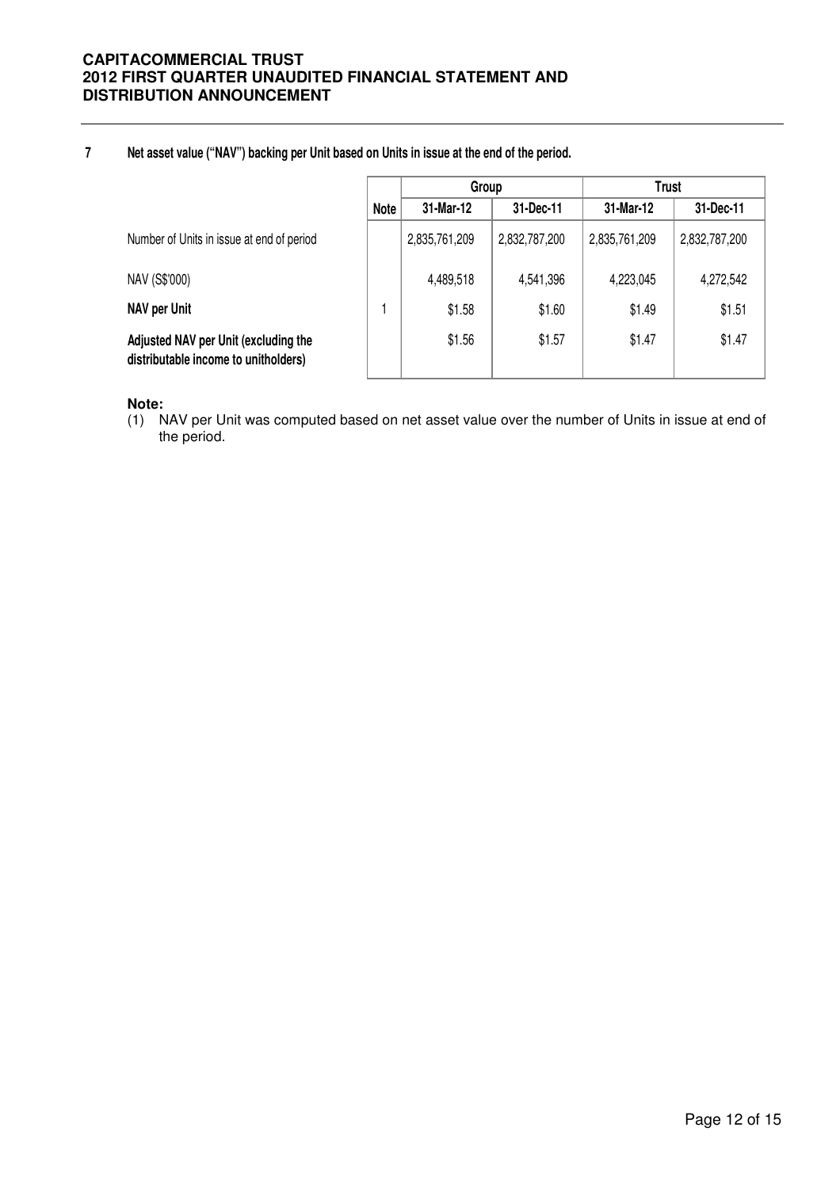## 7 Net asset value ("NAV") backing per Unit based on Units in issue at the end of the period.

| | Note | Group | | Trust | |
|---|---|---|---|---|---|
| | | 31-Mar-12 | 31-Dec-11 | 31-Mar-12 | 31-Dec-11 |
| Number of Units in issue at end of period | | 2,835,761,209 | 2,832,787,200 | 2,835,761,209 | 2,832,787,200 |
| NAV (S$'000) | | 4,489,518 | 4,541,396 | 4,223,045 | 4,272,542 |
| **NAV per Unit** | 1 | $1.58 | $1.60 | $1.49 | $1.51 |
| **Adjusted NAV per Unit (excluding the distributable income to unitholders)** | | $1.56 | $1.57 | $1.47 | $1.47 |

**Note:**

(1) NAV per Unit was computed based on net asset value over the number of Units in issue at end of the period.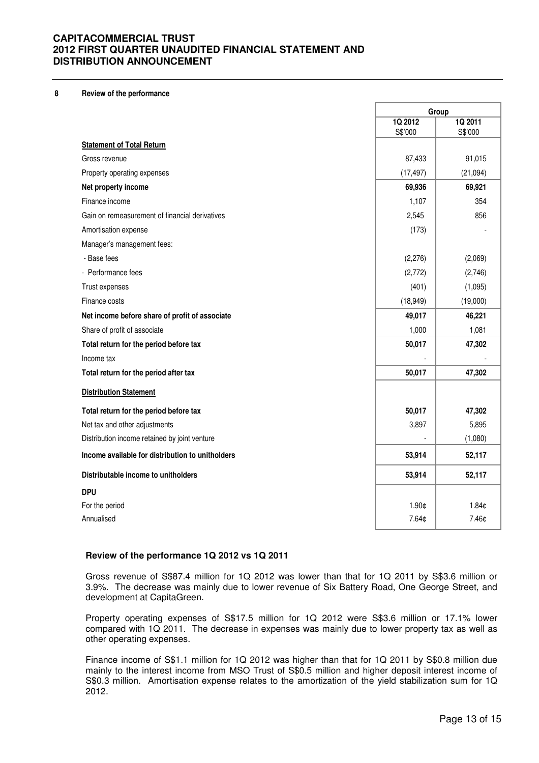## 8 Review of the performance

| | Group | |
|---|---|---|
| | 1Q 2012<br>S$'000 | 1Q 2011<br>S$'000 |
| **Statement of Total Return** | | |
| Gross revenue | 87,433 | 91,015 |
| Property operating expenses | (17,497) | (21,094) |
| **Net property income** | **69,936** | **69,921** |
| Finance income | 1,107 | 354 |
| Gain on remeasurement of financial derivatives | 2,545 | 856 |
| Amortisation expense | (173) | - |
| Manager's management fees: | | |
| - Base fees | (2,276) | (2,069) |
| - Performance fees | (2,772) | (2,746) |
| Trust expenses | (401) | (1,095) |
| Finance costs | (18,949) | (19,000) |
| **Net income before share of profit of associate** | **49,017** | **46,221** |
| Share of profit of associate | 1,000 | 1,081 |
| **Total return for the period before tax** | **50,017** | **47,302** |
| Income tax | - | - |
| **Total return for the period after tax** | **50,017** | **47,302** |
| **Distribution Statement** | | |
| **Total return for the period before tax** | **50,017** | **47,302** |
| Net tax and other adjustments | 3,897 | 5,895 |
| Distribution income retained by joint venture | - | (1,080) |
| **Income available for distribution to unitholders** | **53,914** | **52,117** |
| **Distributable income to unitholders** | **53,914** | **52,117** |
| **DPU** | | |
| For the period | 1.90¢ | 1.84¢ |
| Annualised | 7.64¢ | 7.46¢ |

### Review of the performance 1Q 2012 vs 1Q 2011

Gross revenue of S$87.4 million for 1Q 2012 was lower than that for 1Q 2011 by S$3.6 million or 3.9%. The decrease was mainly due to lower revenue of Six Battery Road, One George Street, and development at CapitaGreen.

Property operating expenses of S$17.5 million for 1Q 2012 were S$3.6 million or 17.1% lower compared with 1Q 2011. The decrease in expenses was mainly due to lower property tax as well as other operating expenses.

Finance income of S$1.1 million for 1Q 2012 was higher than that for 1Q 2011 by S$0.8 million due mainly to the interest income from MSO Trust of S$0.5 million and higher deposit interest income of S$0.3 million. Amortisation expense relates to the amortization of the yield stabilization sum for 1Q 2012.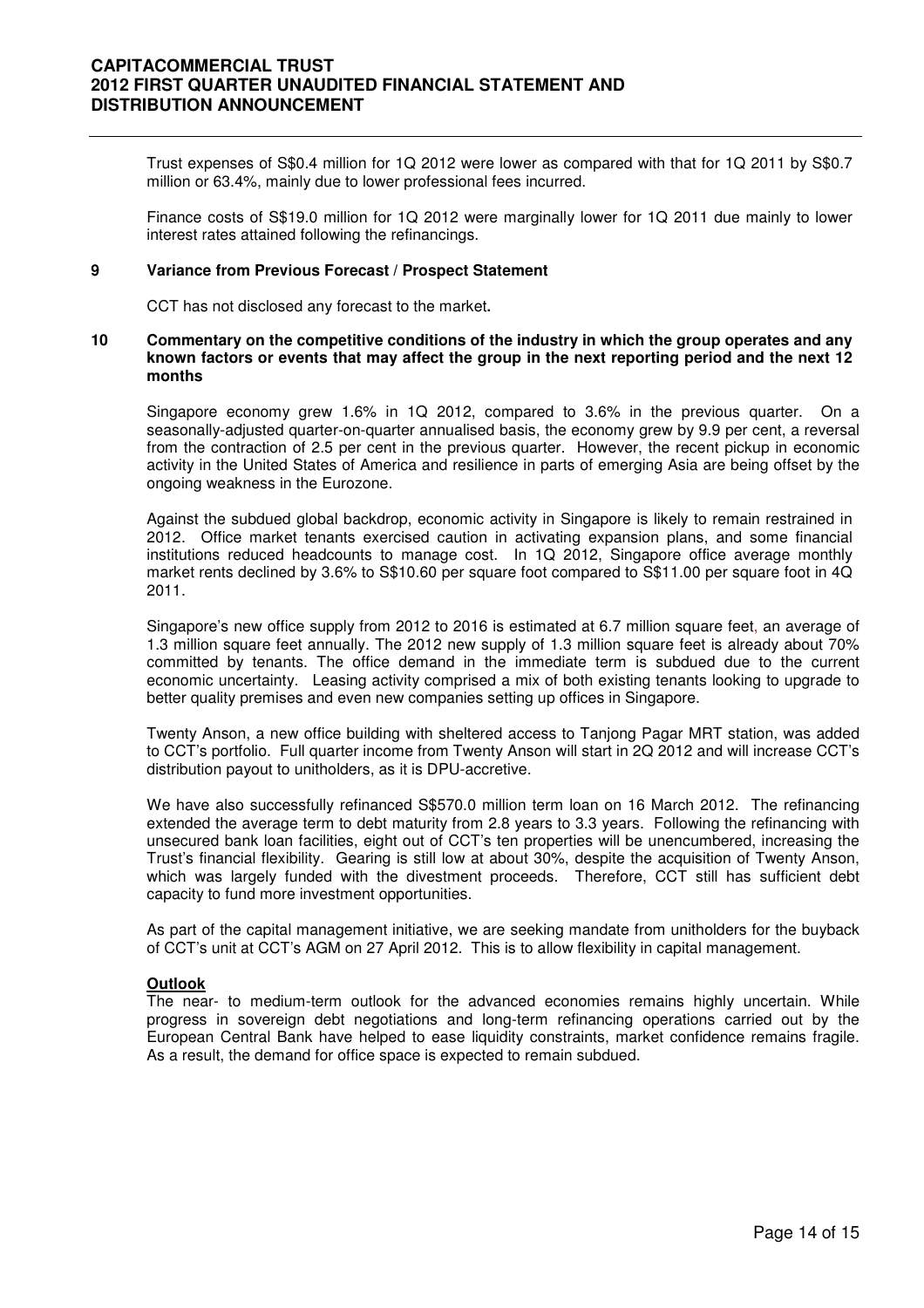Trust expenses of S$0.4 million for 1Q 2012 were lower as compared with that for 1Q 2011 by S$0.7 million or 63.4%, mainly due to lower professional fees incurred.

Finance costs of S$19.0 million for 1Q 2012 were marginally lower for 1Q 2011 due mainly to lower interest rates attained following the refinancings.

## 9 Variance from Previous Forecast / Prospect Statement

CCT has not disclosed any forecast to the market**.**

## 10 Commentary on the competitive conditions of the industry in which the group operates and any known factors or events that may affect the group in the next reporting period and the next 12 months

Singapore economy grew 1.6% in 1Q 2012, compared to 3.6% in the previous quarter. On a seasonally-adjusted quarter-on-quarter annualised basis, the economy grew by 9.9 per cent, a reversal from the contraction of 2.5 per cent in the previous quarter. However, the recent pickup in economic activity in the United States of America and resilience in parts of emerging Asia are being offset by the ongoing weakness in the Eurozone.

Against the subdued global backdrop, economic activity in Singapore is likely to remain restrained in 2012. Office market tenants exercised caution in activating expansion plans, and some financial institutions reduced headcounts to manage cost. In 1Q 2012, Singapore office average monthly market rents declined by 3.6% to S$10.60 per square foot compared to S$11.00 per square foot in 4Q 2011.

Singapore's new office supply from 2012 to 2016 is estimated at 6.7 million square feet, an average of 1.3 million square feet annually. The 2012 new supply of 1.3 million square feet is already about 70% committed by tenants. The office demand in the immediate term is subdued due to the current economic uncertainty. Leasing activity comprised a mix of both existing tenants looking to upgrade to better quality premises and even new companies setting up offices in Singapore.

Twenty Anson, a new office building with sheltered access to Tanjong Pagar MRT station, was added to CCT's portfolio. Full quarter income from Twenty Anson will start in 2Q 2012 and will increase CCT's distribution payout to unitholders, as it is DPU-accretive.

We have also successfully refinanced S$570.0 million term loan on 16 March 2012. The refinancing extended the average term to debt maturity from 2.8 years to 3.3 years. Following the refinancing with unsecured bank loan facilities, eight out of CCT's ten properties will be unencumbered, increasing the Trust's financial flexibility. Gearing is still low at about 30%, despite the acquisition of Twenty Anson, which was largely funded with the divestment proceeds. Therefore, CCT still has sufficient debt capacity to fund more investment opportunities.

As part of the capital management initiative, we are seeking mandate from unitholders for the buyback of CCT's unit at CCT's AGM on 27 April 2012. This is to allow flexibility in capital management.

**Outlook**

The near- to medium-term outlook for the advanced economies remains highly uncertain. While progress in sovereign debt negotiations and long-term refinancing operations carried out by the European Central Bank have helped to ease liquidity constraints, market confidence remains fragile. As a result, the demand for office space is expected to remain subdued.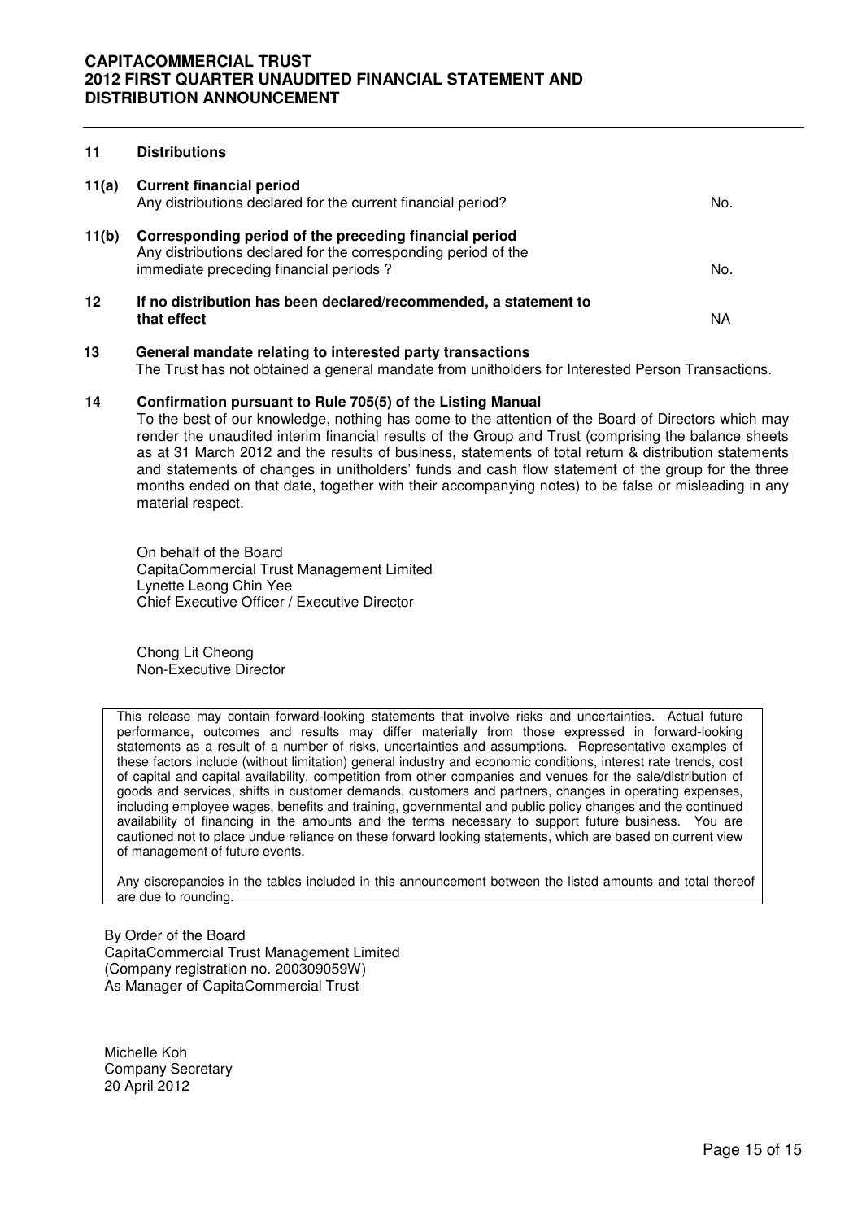## 11 Distributions

**11(a) Current financial period**

Any distributions declared for the current financial period? No.

**11(b) Corresponding period of the preceding financial period**

Any distributions declared for the corresponding period of the immediate preceding financial periods ? No.

**12 If no distribution has been declared/recommended, a statement to that effect** NA

**13 General mandate relating to interested party transactions**

The Trust has not obtained a general mandate from unitholders for Interested Person Transactions.

**14 Confirmation pursuant to Rule 705(5) of the Listing Manual**

To the best of our knowledge, nothing has come to the attention of the Board of Directors which may render the unaudited interim financial results of the Group and Trust (comprising the balance sheets as at 31 March 2012 and the results of business, statements of total return & distribution statements and statements of changes in unitholders' funds and cash flow statement of the group for the three months ended on that date, together with their accompanying notes) to be false or misleading in any material respect.

On behalf of the Board
CapitaCommercial Trust Management Limited
Lynette Leong Chin Yee
Chief Executive Officer / Executive Director

Chong Lit Cheong
Non-Executive Director

This release may contain forward-looking statements that involve risks and uncertainties. Actual future performance, outcomes and results may differ materially from those expressed in forward-looking statements as a result of a number of risks, uncertainties and assumptions. Representative examples of these factors include (without limitation) general industry and economic conditions, interest rate trends, cost of capital and capital availability, competition from other companies and venues for the sale/distribution of goods and services, shifts in customer demands, customers and partners, changes in operating expenses, including employee wages, benefits and training, governmental and public policy changes and the continued availability of financing in the amounts and the terms necessary to support future business. You are cautioned not to place undue reliance on these forward looking statements, which are based on current view of management of future events.

Any discrepancies in the tables included in this announcement between the listed amounts and total thereof are due to rounding.

By Order of the Board
CapitaCommercial Trust Management Limited
(Company registration no. 200309059W)
As Manager of CapitaCommercial Trust

Michelle Koh
Company Secretary
20 April 2012